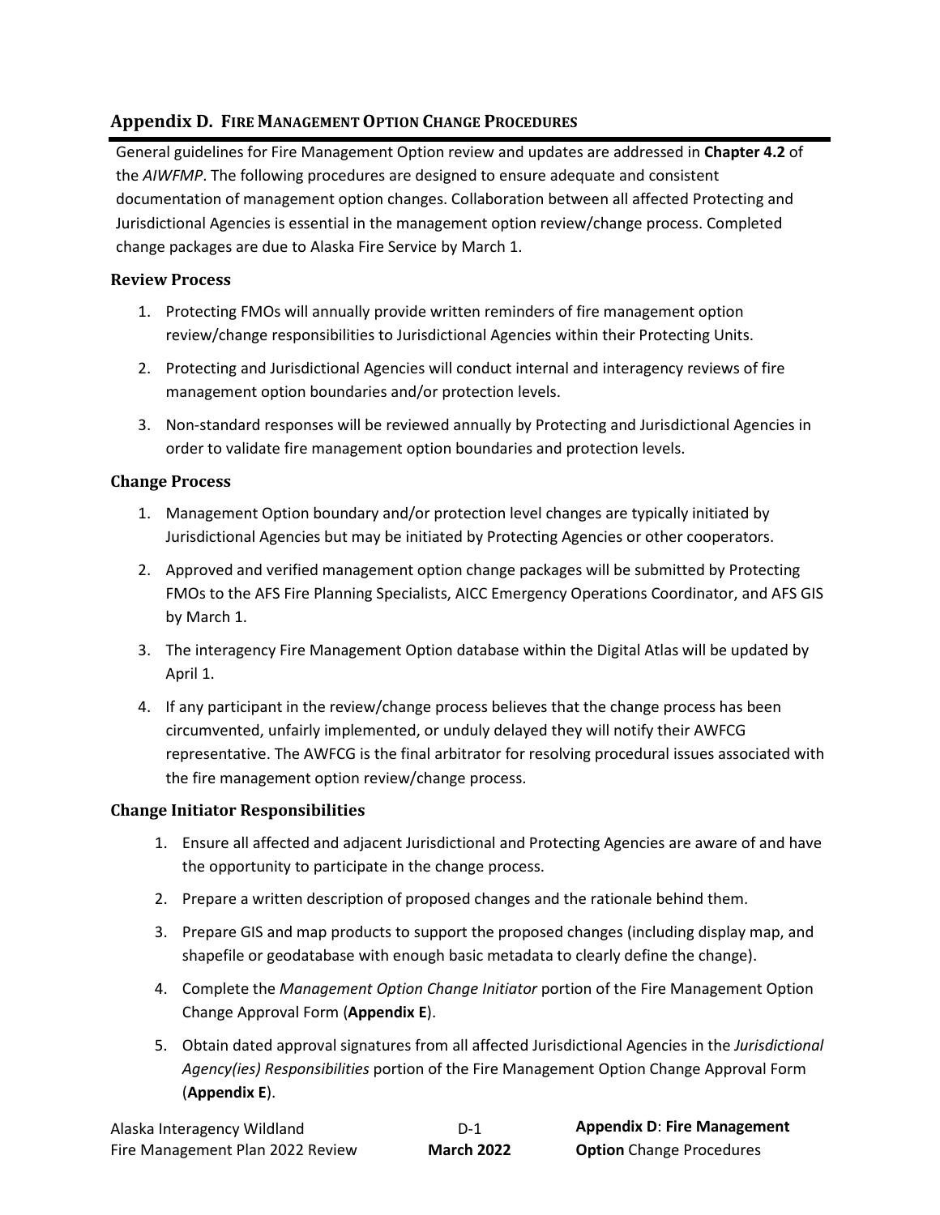## Appendix D. FIRE MANAGEMENT OPTION CHANGE PROCEDURES

General guidelines for Fire Management Option review and updates are addressed in **Chapter 4.2** of the *AIWFMP*. The following procedures are designed to ensure adequate and consistent documentation of management option changes. Collaboration between all affected Protecting and Jurisdictional Agencies is essential in the management option review/change process. Completed change packages are due to Alaska Fire Service by March 1.

### Review Process

1. Protecting FMOs will annually provide written reminders of fire management option review/change responsibilities to Jurisdictional Agencies within their Protecting Units.
2. Protecting and Jurisdictional Agencies will conduct internal and interagency reviews of fire management option boundaries and/or protection levels.
3. Non-standard responses will be reviewed annually by Protecting and Jurisdictional Agencies in order to validate fire management option boundaries and protection levels.

### Change Process

1. Management Option boundary and/or protection level changes are typically initiated by Jurisdictional Agencies but may be initiated by Protecting Agencies or other cooperators.
2. Approved and verified management option change packages will be submitted by Protecting FMOs to the AFS Fire Planning Specialists, AICC Emergency Operations Coordinator, and AFS GIS by March 1.
3. The interagency Fire Management Option database within the Digital Atlas will be updated by April 1.
4. If any participant in the review/change process believes that the change process has been circumvented, unfairly implemented, or unduly delayed they will notify their AWFCG representative. The AWFCG is the final arbitrator for resolving procedural issues associated with the fire management option review/change process.

### Change Initiator Responsibilities

1. Ensure all affected and adjacent Jurisdictional and Protecting Agencies are aware of and have the opportunity to participate in the change process.
2. Prepare a written description of proposed changes and the rationale behind them.
3. Prepare GIS and map products to support the proposed changes (including display map, and shapefile or geodatabase with enough basic metadata to clearly define the change).
4. Complete the *Management Option Change Initiator* portion of the Fire Management Option Change Approval Form (**Appendix E**).
5. Obtain dated approval signatures from all affected Jurisdictional Agencies in the *Jurisdictional Agency(ies) Responsibilities* portion of the Fire Management Option Change Approval Form (**Appendix E**).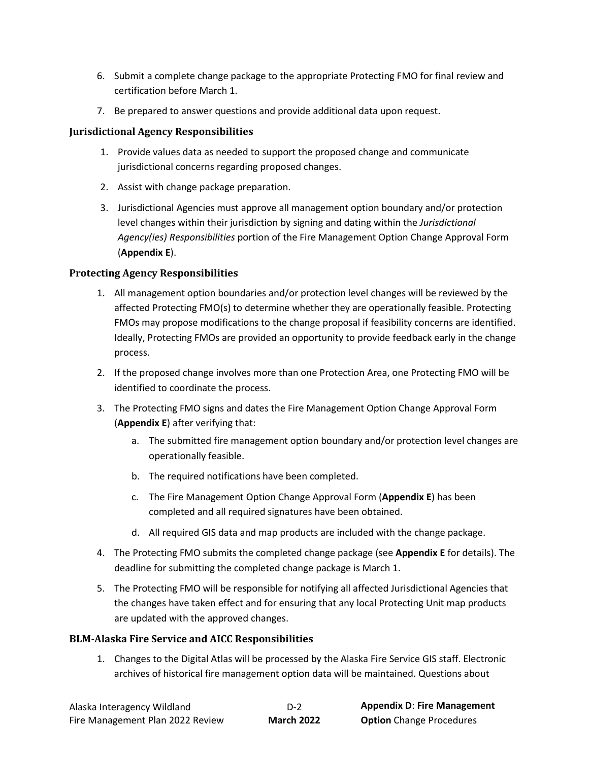6. Submit a complete change package to the appropriate Protecting FMO for final review and certification before March 1.
7. Be prepared to answer questions and provide additional data upon request.

### Jurisdictional Agency Responsibilities

1. Provide values data as needed to support the proposed change and communicate jurisdictional concerns regarding proposed changes.
2. Assist with change package preparation.
3. Jurisdictional Agencies must approve all management option boundary and/or protection level changes within their jurisdiction by signing and dating within the *Jurisdictional Agency(ies) Responsibilities* portion of the Fire Management Option Change Approval Form (**Appendix E**).

### Protecting Agency Responsibilities

1. All management option boundaries and/or protection level changes will be reviewed by the affected Protecting FMO(s) to determine whether they are operationally feasible. Protecting FMOs may propose modifications to the change proposal if feasibility concerns are identified. Ideally, Protecting FMOs are provided an opportunity to provide feedback early in the change process.
2. If the proposed change involves more than one Protection Area, one Protecting FMO will be identified to coordinate the process.
3. The Protecting FMO signs and dates the Fire Management Option Change Approval Form (**Appendix E**) after verifying that:
   a. The submitted fire management option boundary and/or protection level changes are operationally feasible.
   b. The required notifications have been completed.
   c. The Fire Management Option Change Approval Form (**Appendix E**) has been completed and all required signatures have been obtained.
   d. All required GIS data and map products are included with the change package.
4. The Protecting FMO submits the completed change package (see **Appendix E** for details). The deadline for submitting the completed change package is March 1.
5. The Protecting FMO will be responsible for notifying all affected Jurisdictional Agencies that the changes have taken effect and for ensuring that any local Protecting Unit map products are updated with the approved changes.

### BLM-Alaska Fire Service and AICC Responsibilities

1. Changes to the Digital Atlas will be processed by the Alaska Fire Service GIS staff. Electronic archives of historical fire management option data will be maintained. Questions about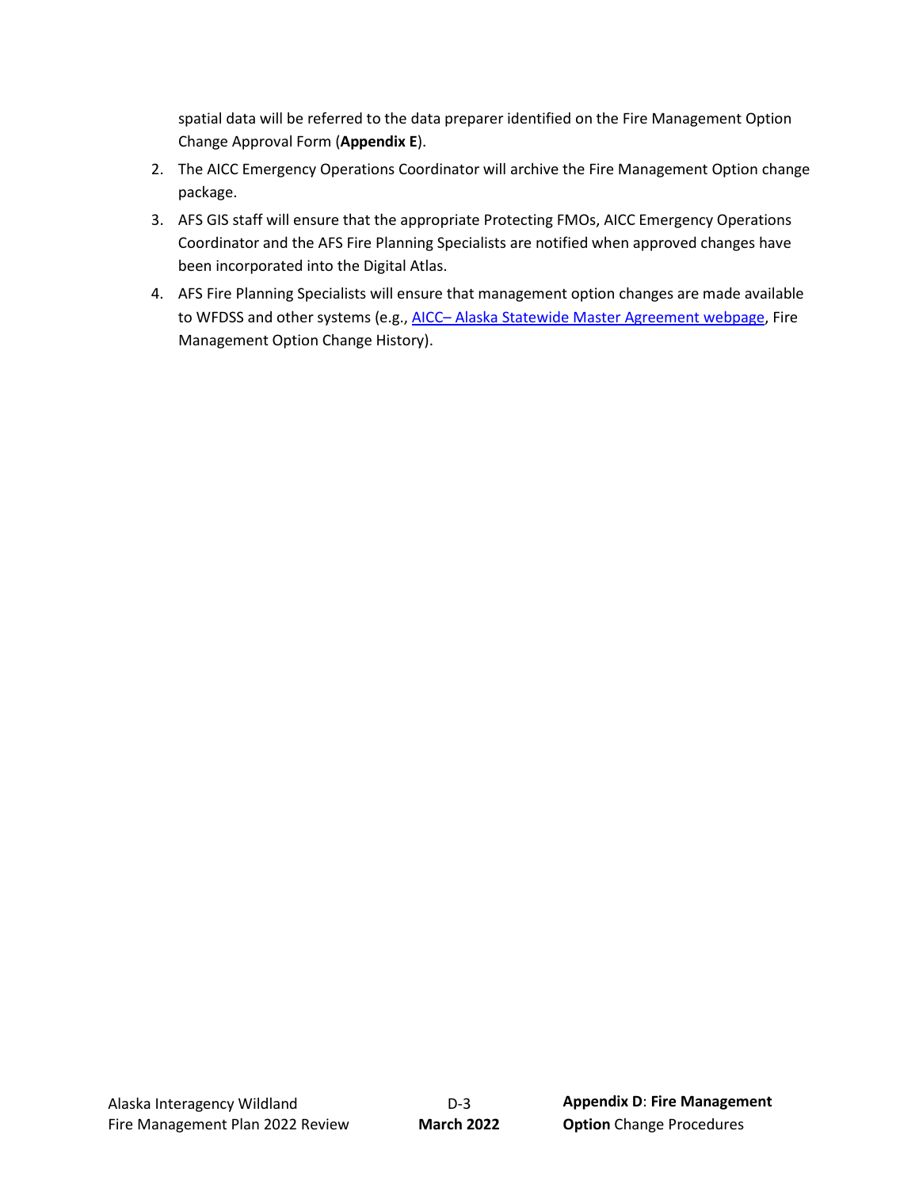spatial data will be referred to the data preparer identified on the Fire Management Option Change Approval Form (**Appendix E**).

2. The AICC Emergency Operations Coordinator will archive the Fire Management Option change package.
3. AFS GIS staff will ensure that the appropriate Protecting FMOs, AICC Emergency Operations Coordinator and the AFS Fire Planning Specialists are notified when approved changes have been incorporated into the Digital Atlas.
4. AFS Fire Planning Specialists will ensure that management option changes are made available to WFDSS and other systems (e.g., AICC– Alaska Statewide Master Agreement webpage, Fire Management Option Change History).